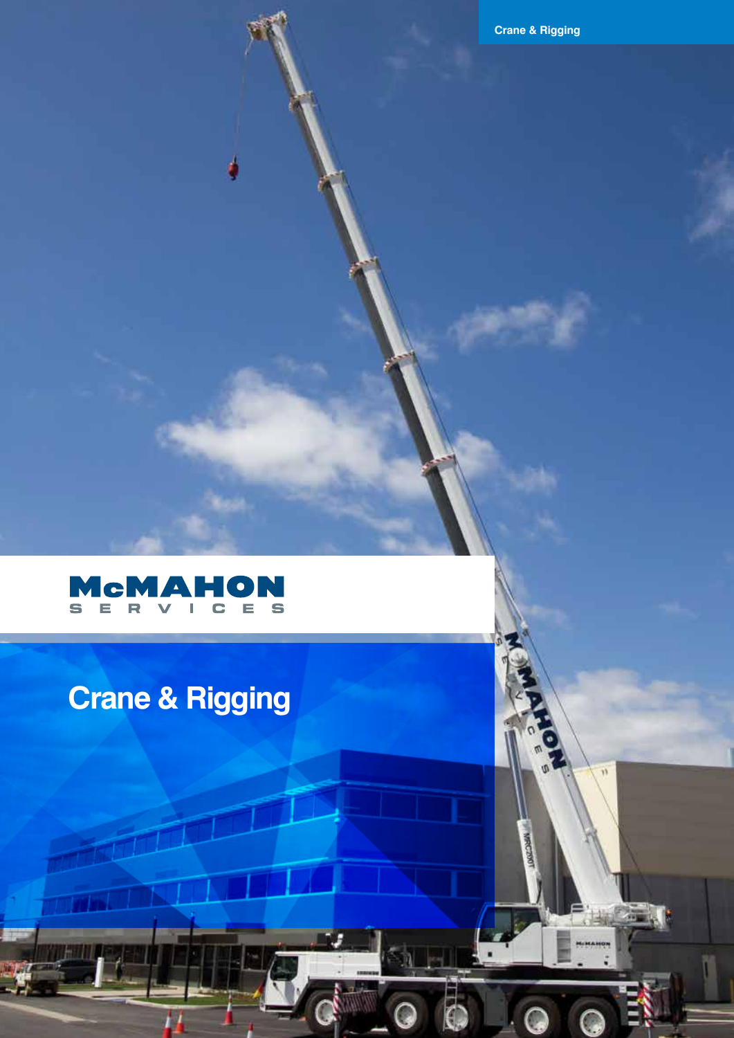Crane & Rigging

McMAHON SERVICES

# Crane & Rigging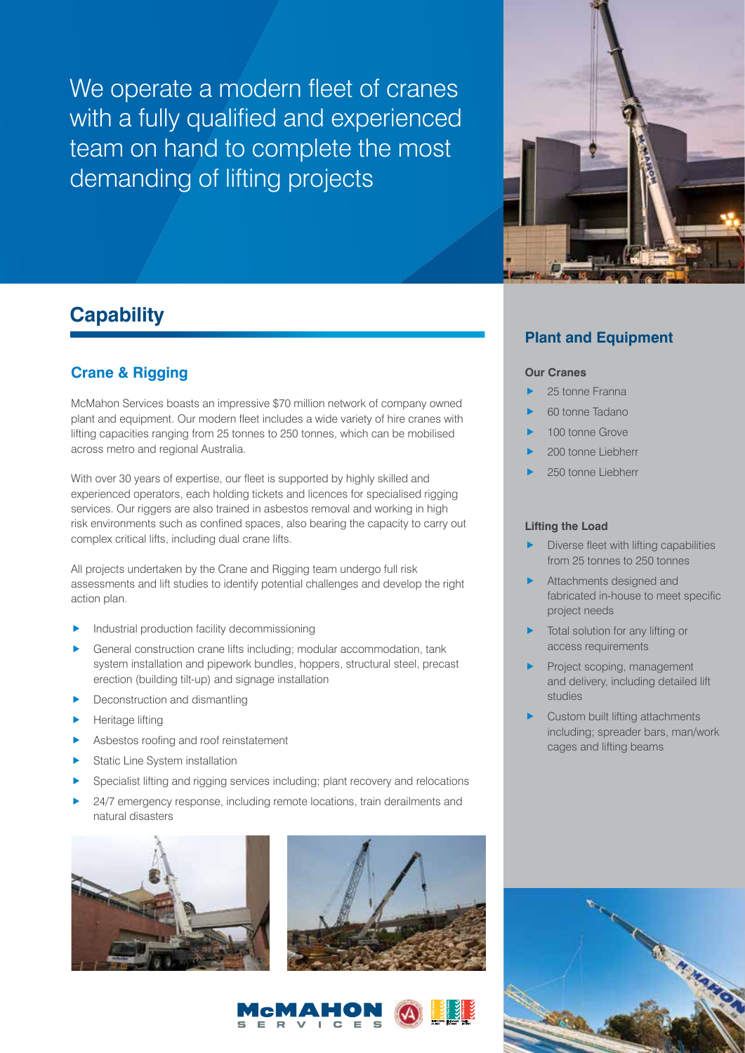We operate a modern fleet of cranes with a fully qualified and experienced team on hand to complete the most demanding of lifting projects

## Capability

### Crane & Rigging

McMahon Services boasts an impressive $70 million network of company owned plant and equipment. Our modern fleet includes a wide variety of hire cranes with lifting capacities ranging from 25 tonnes to 250 tonnes, which can be mobilised across metro and regional Australia.

With over 30 years of expertise, our fleet is supported by highly skilled and experienced operators, each holding tickets and licences for specialised rigging services. Our riggers are also trained in asbestos removal and working in high risk environments such as confined spaces, also bearing the capacity to carry out complex critical lifts, including dual crane lifts.

All projects undertaken by the Crane and Rigging team undergo full risk assessments and lift studies to identify potential challenges and develop the right action plan.

- Industrial production facility decommissioning
- General construction crane lifts including; modular accommodation, tank system installation and pipework bundles, hoppers, structural steel, precast erection (building tilt-up) and signage installation
- Deconstruction and dismantling
- Heritage lifting
- Asbestos roofing and roof reinstatement
- Static Line System installation
- Specialist lifting and rigging services including; plant recovery and relocations
- 24/7 emergency response, including remote locations, train derailments and natural disasters

### Plant and Equipment

**Our Cranes**

- 25 tonne Franna
- 60 tonne Tadano
- 100 tonne Grove
- 200 tonne Liebherr
- 250 tonne Liebherr

**Lifting the Load**

- Diverse fleet with lifting capabilities from 25 tonnes to 250 tonnes
- Attachments designed and fabricated in-house to meet specific project needs
- Total solution for any lifting or access requirements
- Project scoping, management and delivery, including detailed lift studies
- Custom built lifting attachments including; spreader bars, man/work cages and lifting beams

McMAHON SERVICES